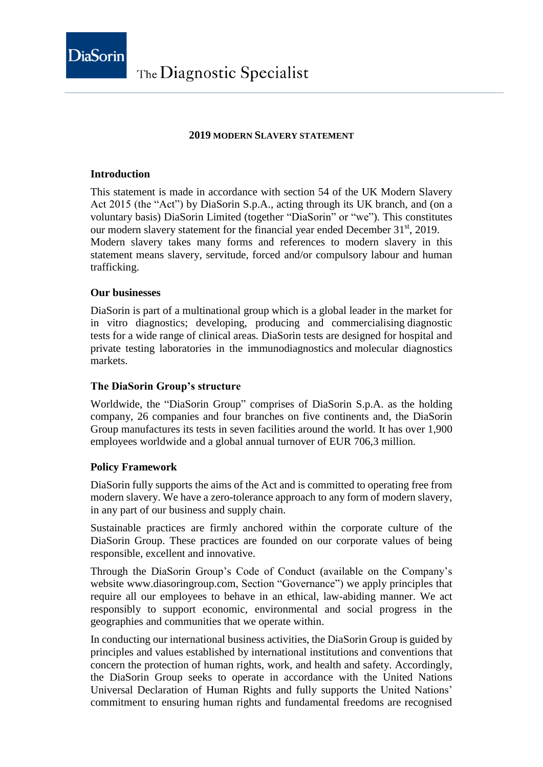# 2019 MODERN SLAVERY STATEMENT

## Introduction

This statement is made in accordance with section 54 of the UK Modern Slavery Act 2015 (the "Act") by DiaSorin S.p.A., acting through its UK branch, and (on a voluntary basis) DiaSorin Limited (together "DiaSorin" or "we"). This constitutes our modern slavery statement for the financial year ended December 31st, 2019. Modern slavery takes many forms and references to modern slavery in this statement means slavery, servitude, forced and/or compulsory labour and human trafficking.

## Our businesses

DiaSorin is part of a multinational group which is a global leader in the market for in vitro diagnostics; developing, producing and commercialising diagnostic tests for a wide range of clinical areas. DiaSorin tests are designed for hospital and private testing laboratories in the immunodiagnostics and molecular diagnostics markets.

## The DiaSorin Group's structure

Worldwide, the "DiaSorin Group" comprises of DiaSorin S.p.A. as the holding company, 26 companies and four branches on five continents and, the DiaSorin Group manufactures its tests in seven facilities around the world. It has over 1,900 employees worldwide and a global annual turnover of EUR 706,3 million.

## Policy Framework

DiaSorin fully supports the aims of the Act and is committed to operating free from modern slavery. We have a zero-tolerance approach to any form of modern slavery, in any part of our business and supply chain.

Sustainable practices are firmly anchored within the corporate culture of the DiaSorin Group. These practices are founded on our corporate values of being responsible, excellent and innovative.

Through the DiaSorin Group's Code of Conduct (available on the Company's website www.diasoringroup.com, Section "Governance") we apply principles that require all our employees to behave in an ethical, law-abiding manner. We act responsibly to support economic, environmental and social progress in the geographies and communities that we operate within.

In conducting our international business activities, the DiaSorin Group is guided by principles and values established by international institutions and conventions that concern the protection of human rights, work, and health and safety. Accordingly, the DiaSorin Group seeks to operate in accordance with the United Nations Universal Declaration of Human Rights and fully supports the United Nations' commitment to ensuring human rights and fundamental freedoms are recognised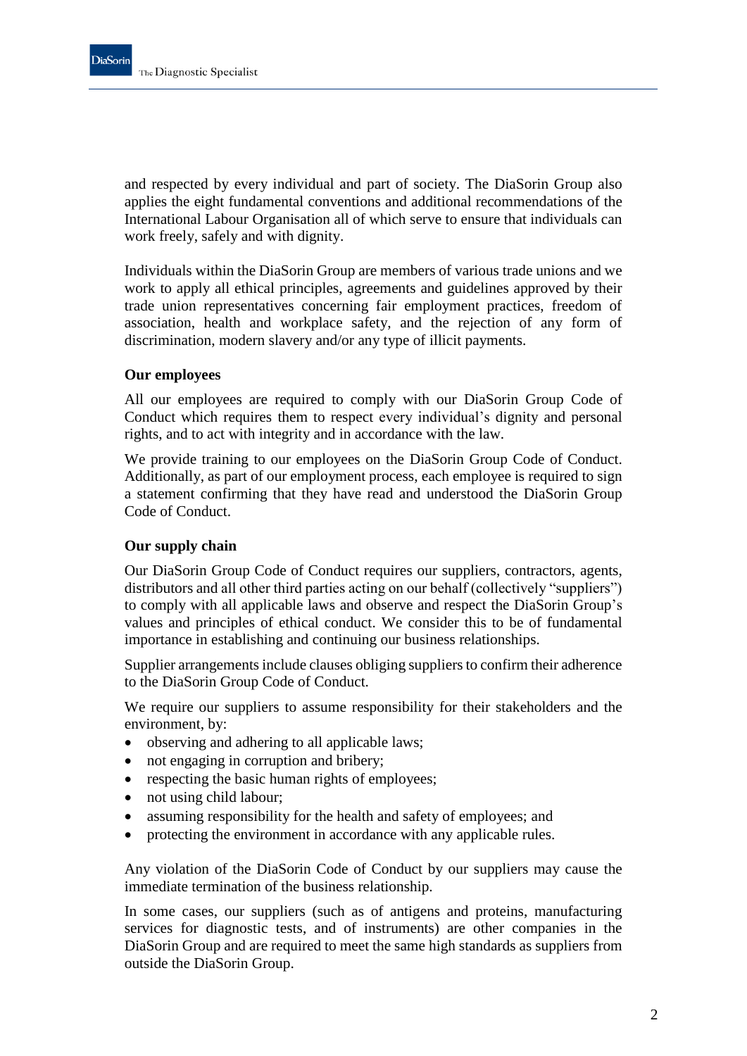and respected by every individual and part of society. The DiaSorin Group also applies the eight fundamental conventions and additional recommendations of the International Labour Organisation all of which serve to ensure that individuals can work freely, safely and with dignity.

Individuals within the DiaSorin Group are members of various trade unions and we work to apply all ethical principles, agreements and guidelines approved by their trade union representatives concerning fair employment practices, freedom of association, health and workplace safety, and the rejection of any form of discrimination, modern slavery and/or any type of illicit payments.

**Our employees**

All our employees are required to comply with our DiaSorin Group Code of Conduct which requires them to respect every individual's dignity and personal rights, and to act with integrity and in accordance with the law.

We provide training to our employees on the DiaSorin Group Code of Conduct. Additionally, as part of our employment process, each employee is required to sign a statement confirming that they have read and understood the DiaSorin Group Code of Conduct.

**Our supply chain**

Our DiaSorin Group Code of Conduct requires our suppliers, contractors, agents, distributors and all other third parties acting on our behalf (collectively "suppliers") to comply with all applicable laws and observe and respect the DiaSorin Group's values and principles of ethical conduct. We consider this to be of fundamental importance in establishing and continuing our business relationships.

Supplier arrangements include clauses obliging suppliers to confirm their adherence to the DiaSorin Group Code of Conduct.

We require our suppliers to assume responsibility for their stakeholders and the environment, by:

- observing and adhering to all applicable laws;
- not engaging in corruption and bribery;
- respecting the basic human rights of employees;
- not using child labour;
- assuming responsibility for the health and safety of employees; and
- protecting the environment in accordance with any applicable rules.

Any violation of the DiaSorin Code of Conduct by our suppliers may cause the immediate termination of the business relationship.

In some cases, our suppliers (such as of antigens and proteins, manufacturing services for diagnostic tests, and of instruments) are other companies in the DiaSorin Group and are required to meet the same high standards as suppliers from outside the DiaSorin Group.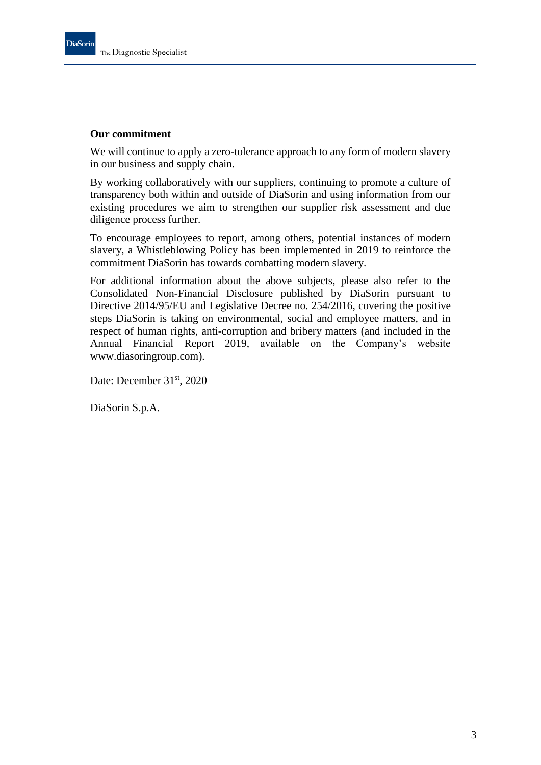**Our commitment**

We will continue to apply a zero-tolerance approach to any form of modern slavery in our business and supply chain.

By working collaboratively with our suppliers, continuing to promote a culture of transparency both within and outside of DiaSorin and using information from our existing procedures we aim to strengthen our supplier risk assessment and due diligence process further.

To encourage employees to report, among others, potential instances of modern slavery, a Whistleblowing Policy has been implemented in 2019 to reinforce the commitment DiaSorin has towards combatting modern slavery.

For additional information about the above subjects, please also refer to the Consolidated Non-Financial Disclosure published by DiaSorin pursuant to Directive 2014/95/EU and Legislative Decree no. 254/2016, covering the positive steps DiaSorin is taking on environmental, social and employee matters, and in respect of human rights, anti-corruption and bribery matters (and included in the Annual Financial Report 2019, available on the Company's website www.diasoringroup.com).

Date: December 31st, 2020

DiaSorin S.p.A.